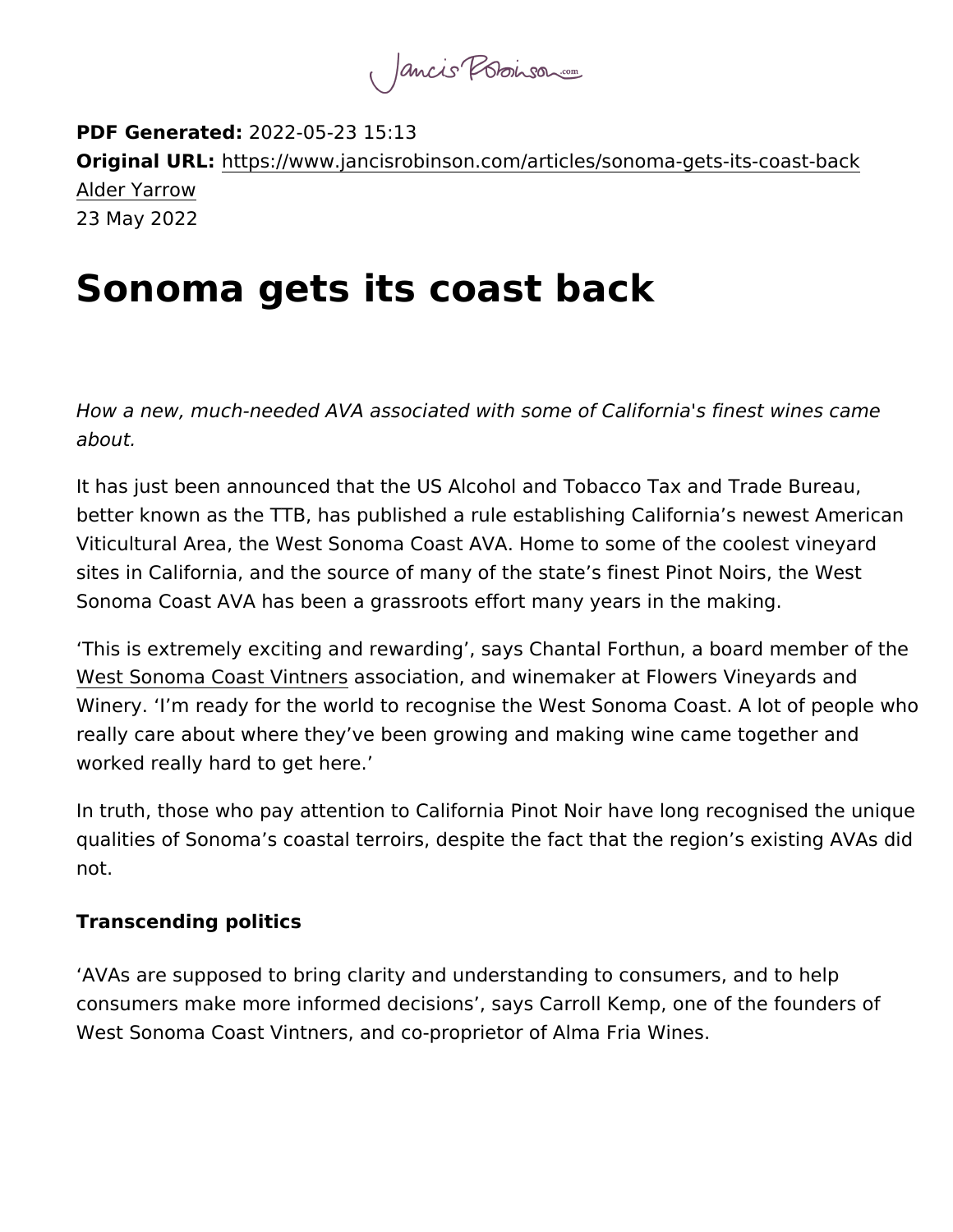**PDF Generated:** 2022-05-23 15:13
**Original URL:** https://www.jancisrobinson.com/articles/sonoma-gets-its-coast-back
Alder Yarrow
23 May 2022

# Sonoma gets its coast back

*How a new, much-needed AVA associated with some of California's finest wines came about.*

It has just been announced that the US Alcohol and Tobacco Tax and Trade Bureau, better known as the TTB, has published a rule establishing California's newest American Viticultural Area, the West Sonoma Coast AVA. Home to some of the coolest vineyard sites in California, and the source of many of the state's finest Pinot Noirs, the West Sonoma Coast AVA has been a grassroots effort many years in the making.

'This is extremely exciting and rewarding', says Chantal Forthun, a board member of the West Sonoma Coast Vintners association, and winemaker at Flowers Vineyards and Winery. 'I'm ready for the world to recognise the West Sonoma Coast. A lot of people who really care about where they've been growing and making wine came together and worked really hard to get here.'

In truth, those who pay attention to California Pinot Noir have long recognised the unique qualities of Sonoma's coastal terroirs, despite the fact that the region's existing AVAs did not.

**Transcending politics**

'AVAs are supposed to bring clarity and understanding to consumers, and to help consumers make more informed decisions', says Carroll Kemp, one of the founders of West Sonoma Coast Vintners, and co-proprietor of Alma Fria Wines.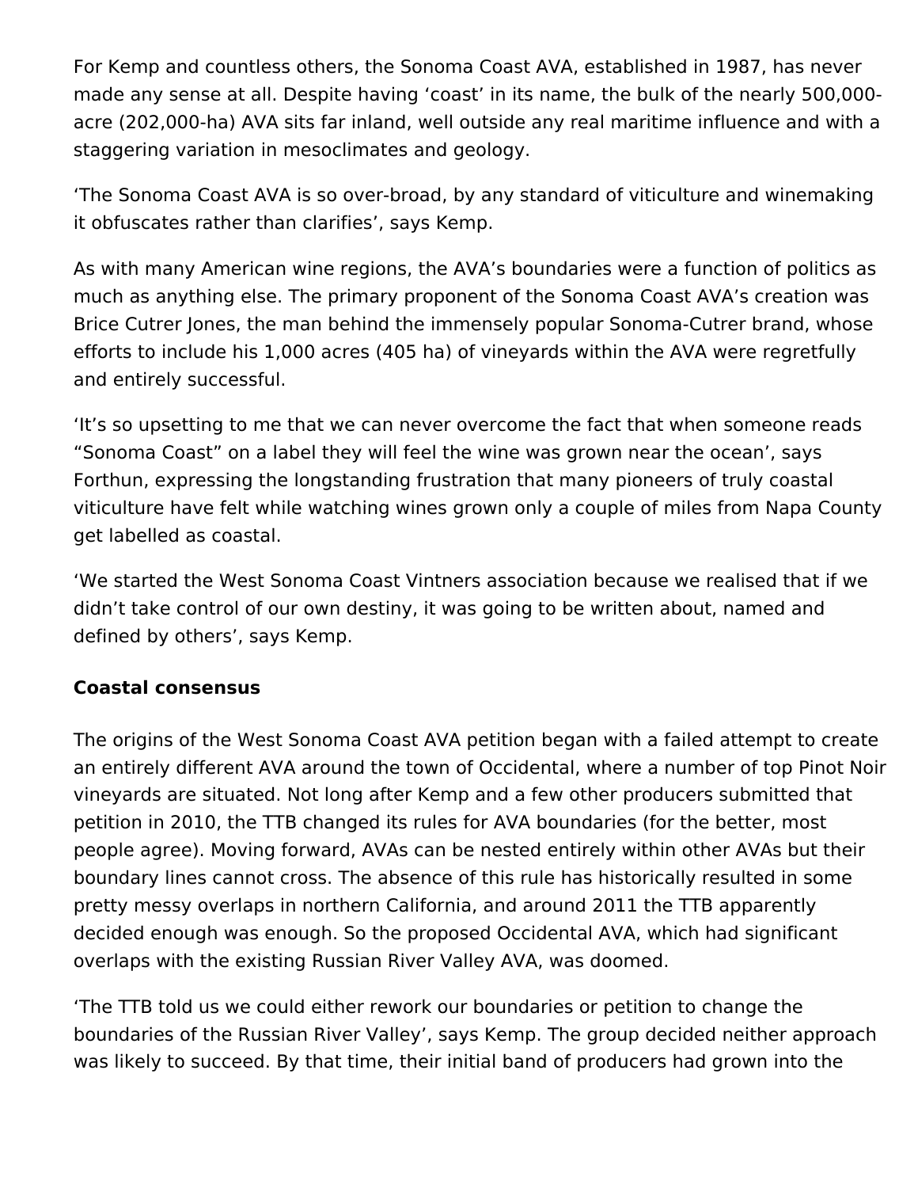For Kemp and countless others, the Sonoma Coast AVA, established in 1987, has never made any sense at all. Despite having 'coast' in its name, the bulk of the nearly 500,000-acre (202,000-ha) AVA sits far inland, well outside any real maritime influence and with a staggering variation in mesoclimates and geology.

'The Sonoma Coast AVA is so over-broad, by any standard of viticulture and winemaking it obfuscates rather than clarifies', says Kemp.

As with many American wine regions, the AVA's boundaries were a function of politics as much as anything else. The primary proponent of the Sonoma Coast AVA's creation was Brice Cutrer Jones, the man behind the immensely popular Sonoma-Cutrer brand, whose efforts to include his 1,000 acres (405 ha) of vineyards within the AVA were regretfully and entirely successful.

'It's so upsetting to me that we can never overcome the fact that when someone reads "Sonoma Coast" on a label they will feel the wine was grown near the ocean', says Forthun, expressing the longstanding frustration that many pioneers of truly coastal viticulture have felt while watching wines grown only a couple of miles from Napa County get labelled as coastal.

'We started the West Sonoma Coast Vintners association because we realised that if we didn't take control of our own destiny, it was going to be written about, named and defined by others', says Kemp.

**Coastal consensus**

The origins of the West Sonoma Coast AVA petition began with a failed attempt to create an entirely different AVA around the town of Occidental, where a number of top Pinot Noir vineyards are situated. Not long after Kemp and a few other producers submitted that petition in 2010, the TTB changed its rules for AVA boundaries (for the better, most people agree). Moving forward, AVAs can be nested entirely within other AVAs but their boundary lines cannot cross. The absence of this rule has historically resulted in some pretty messy overlaps in northern California, and around 2011 the TTB apparently decided enough was enough. So the proposed Occidental AVA, which had significant overlaps with the existing Russian River Valley AVA, was doomed.

'The TTB told us we could either rework our boundaries or petition to change the boundaries of the Russian River Valley', says Kemp. The group decided neither approach was likely to succeed. By that time, their initial band of producers had grown into the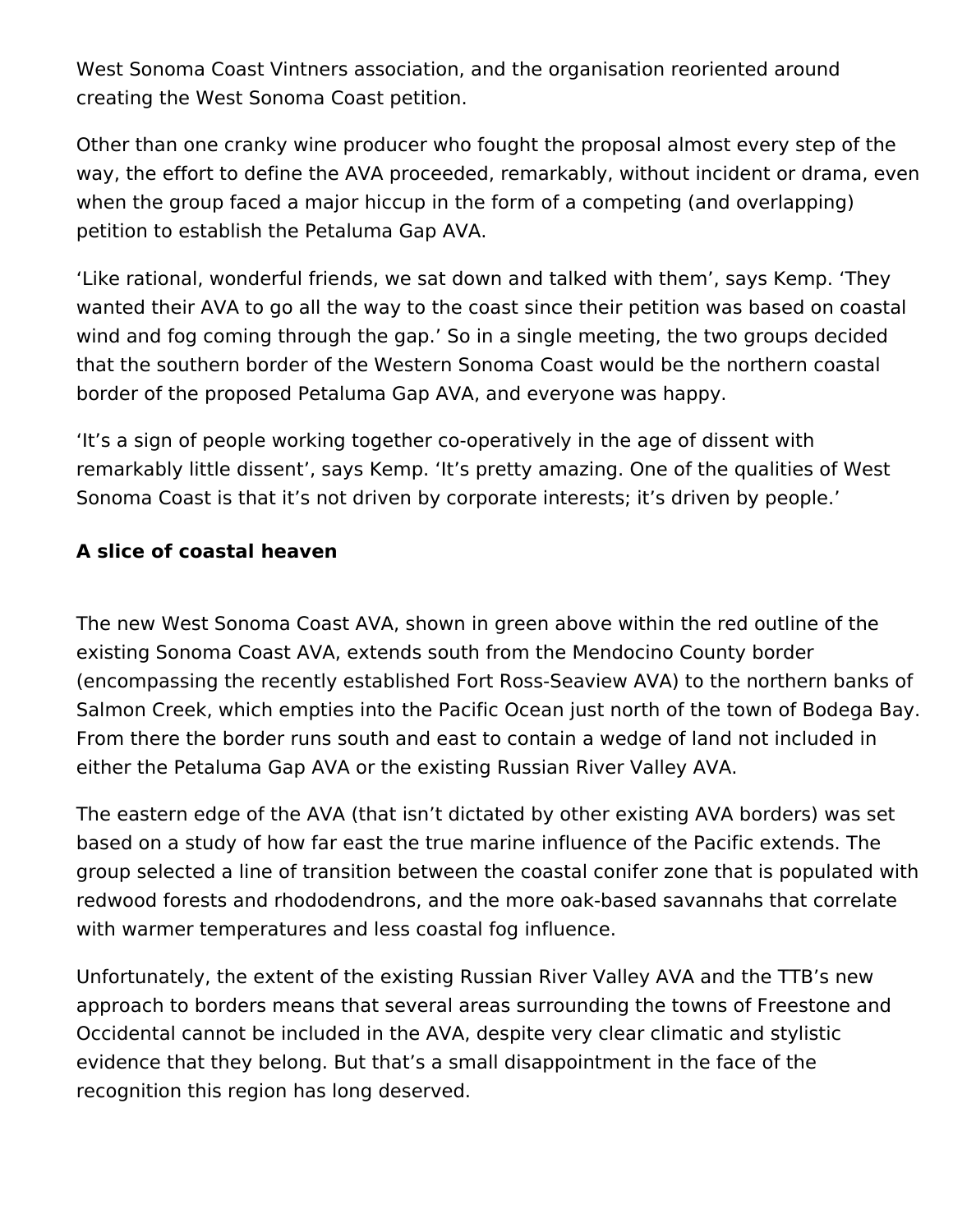West Sonoma Coast Vintners association, and the organisation reoriented around creating the West Sonoma Coast petition.

Other than one cranky wine producer who fought the proposal almost every step of the way, the effort to define the AVA proceeded, remarkably, without incident or drama, even when the group faced a major hiccup in the form of a competing (and overlapping) petition to establish the Petaluma Gap AVA.

'Like rational, wonderful friends, we sat down and talked with them', says Kemp. 'They wanted their AVA to go all the way to the coast since their petition was based on coastal wind and fog coming through the gap.' So in a single meeting, the two groups decided that the southern border of the Western Sonoma Coast would be the northern coastal border of the proposed Petaluma Gap AVA, and everyone was happy.

'It's a sign of people working together co-operatively in the age of dissent with remarkably little dissent', says Kemp. 'It's pretty amazing. One of the qualities of West Sonoma Coast is that it's not driven by corporate interests; it's driven by people.'

**A slice of coastal heaven**

The new West Sonoma Coast AVA, shown in green above within the red outline of the existing Sonoma Coast AVA, extends south from the Mendocino County border (encompassing the recently established Fort Ross-Seaview AVA) to the northern banks of Salmon Creek, which empties into the Pacific Ocean just north of the town of Bodega Bay. From there the border runs south and east to contain a wedge of land not included in either the Petaluma Gap AVA or the existing Russian River Valley AVA.

The eastern edge of the AVA (that isn't dictated by other existing AVA borders) was set based on a study of how far east the true marine influence of the Pacific extends. The group selected a line of transition between the coastal conifer zone that is populated with redwood forests and rhododendrons, and the more oak-based savannahs that correlate with warmer temperatures and less coastal fog influence.

Unfortunately, the extent of the existing Russian River Valley AVA and the TTB's new approach to borders means that several areas surrounding the towns of Freestone and Occidental cannot be included in the AVA, despite very clear climatic and stylistic evidence that they belong. But that's a small disappointment in the face of the recognition this region has long deserved.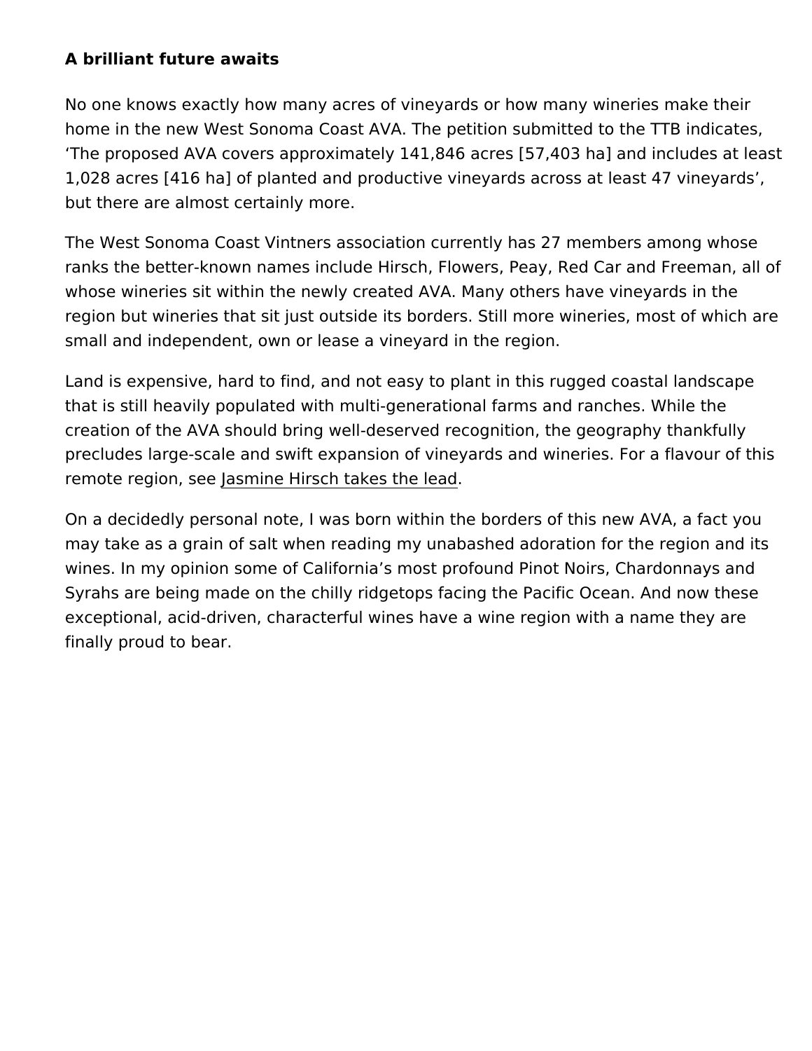**A brilliant future awaits**

No one knows exactly how many acres of vineyards or how many wineries make their home in the new West Sonoma Coast AVA. The petition submitted to the TTB indicates, 'The proposed AVA covers approximately 141,846 acres [57,403 ha] and includes at least 1,028 acres [416 ha] of planted and productive vineyards across at least 47 vineyards', but there are almost certainly more.

The West Sonoma Coast Vintners association currently has 27 members among whose ranks the better-known names include Hirsch, Flowers, Peay, Red Car and Freeman, all of whose wineries sit within the newly created AVA. Many others have vineyards in the region but wineries that sit just outside its borders. Still more wineries, most of which are small and independent, own or lease a vineyard in the region.

Land is expensive, hard to find, and not easy to plant in this rugged coastal landscape that is still heavily populated with multi-generational farms and ranches. While the creation of the AVA should bring well-deserved recognition, the geography thankfully precludes large-scale and swift expansion of vineyards and wineries. For a flavour of this remote region, see Jasmine Hirsch takes the lead.

On a decidedly personal note, I was born within the borders of this new AVA, a fact you may take as a grain of salt when reading my unabashed adoration for the region and its wines. In my opinion some of California's most profound Pinot Noirs, Chardonnays and Syrahs are being made on the chilly ridgetops facing the Pacific Ocean. And now these exceptional, acid-driven, characterful wines have a wine region with a name they are finally proud to bear.